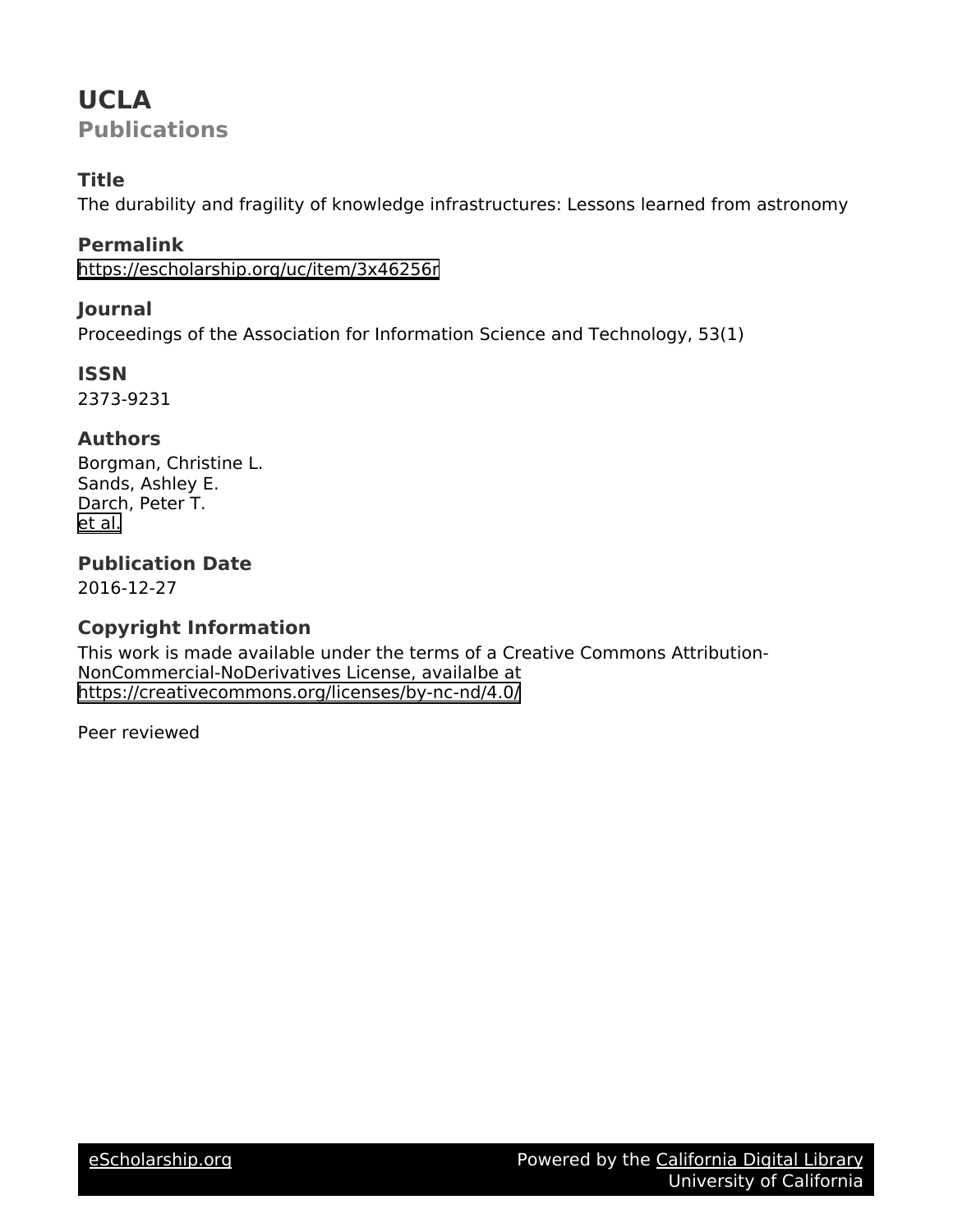# UCLA

## Publications

### Title

The durability and fragility of knowledge infrastructures: Lessons learned from astronomy

### Permalink

https://escholarship.org/uc/item/3x46256r

### Journal

Proceedings of the Association for Information Science and Technology, 53(1)

### ISSN

2373-9231

### Authors

Borgman, Christine L.
Sands, Ashley E.
Darch, Peter T.
et al.

### Publication Date

2016-12-27

### Copyright Information

This work is made available under the terms of a Creative Commons Attribution-NonCommercial-NoDerivatives License, availalbe at https://creativecommons.org/licenses/by-nc-nd/4.0/

Peer reviewed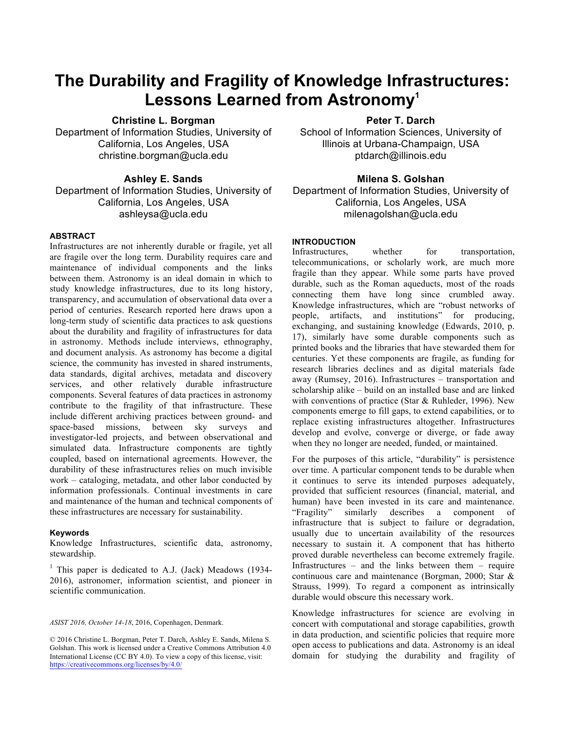# The Durability and Fragility of Knowledge Infrastructures: Lessons Learned from Astronomy[1]

**Christine L. Borgman**
Department of Information Studies, University of California, Los Angeles, USA
christine.borgman@ucla.edu

**Peter T. Darch**
School of Information Sciences, University of Illinois at Urbana-Champaign, USA
ptdarch@illinois.edu

**Ashley E. Sands**
Department of Information Studies, University of California, Los Angeles, USA
ashleysa@ucla.edu

**Milena S. Golshan**
Department of Information Studies, University of California, Los Angeles, USA
milenagolshan@ucla.edu

## ABSTRACT

Infrastructures are not inherently durable or fragile, yet all are fragile over the long term. Durability requires care and maintenance of individual components and the links between them. Astronomy is an ideal domain in which to study knowledge infrastructures, due to its long history, transparency, and accumulation of observational data over a period of centuries. Research reported here draws upon a long-term study of scientific data practices to ask questions about the durability and fragility of infrastructures for data in astronomy. Methods include interviews, ethnography, and document analysis. As astronomy has become a digital science, the community has invested in shared instruments, data standards, digital archives, metadata and discovery services, and other relatively durable infrastructure components. Several features of data practices in astronomy contribute to the fragility of that infrastructure. These include different archiving practices between ground- and space-based missions, between sky surveys and investigator-led projects, and between observational and simulated data. Infrastructure components are tightly coupled, based on international agreements. However, the durability of these infrastructures relies on much invisible work – cataloging, metadata, and other labor conducted by information professionals. Continual investments in care and maintenance of the human and technical components of these infrastructures are necessary for sustainability.

### Keywords

Knowledge Infrastructures, scientific data, astronomy, stewardship.

[1] This paper is dedicated to A.J. (Jack) Meadows (1934-2016), astronomer, information scientist, and pioneer in scientific communication.

*ASIST 2016, October 14-18*, 2016, Copenhagen, Denmark.

© 2016 Christine L. Borgman, Peter T. Darch, Ashley E. Sands, Milena S. Golshan. This work is licensed under a Creative Commons Attribution 4.0 International License (CC BY 4.0). To view a copy of this license, visit: https://creativecommons.org/licenses/by/4.0/

## INTRODUCTION

Infrastructures, whether for transportation, telecommunications, or scholarly work, are much more fragile than they appear. While some parts have proved durable, such as the Roman aqueducts, most of the roads connecting them have long since crumbled away. Knowledge infrastructures, which are "robust networks of people, artifacts, and institutions" for producing, exchanging, and sustaining knowledge (Edwards, 2010, p. 17), similarly have some durable components such as printed books and the libraries that have stewarded them for centuries. Yet these components are fragile, as funding for research libraries declines and as digital materials fade away (Rumsey, 2016). Infrastructures – transportation and scholarship alike – build on an installed base and are linked with conventions of practice (Star & Ruhleder, 1996). New components emerge to fill gaps, to extend capabilities, or to replace existing infrastructures altogether. Infrastructures develop and evolve, converge or diverge, or fade away when they no longer are needed, funded, or maintained.

For the purposes of this article, "durability" is persistence over time. A particular component tends to be durable when it continues to serve its intended purposes adequately, provided that sufficient resources (financial, material, and human) have been invested in its care and maintenance. "Fragility" similarly describes a component of infrastructure that is subject to failure or degradation, usually due to uncertain availability of the resources necessary to sustain it. A component that has hitherto proved durable nevertheless can become extremely fragile. Infrastructures – and the links between them – require continuous care and maintenance (Borgman, 2000; Star & Strauss, 1999). To regard a component as intrinsically durable would obscure this necessary work.

Knowledge infrastructures for science are evolving in concert with computational and storage capabilities, growth in data production, and scientific policies that require more open access to publications and data. Astronomy is an ideal domain for studying the durability and fragility of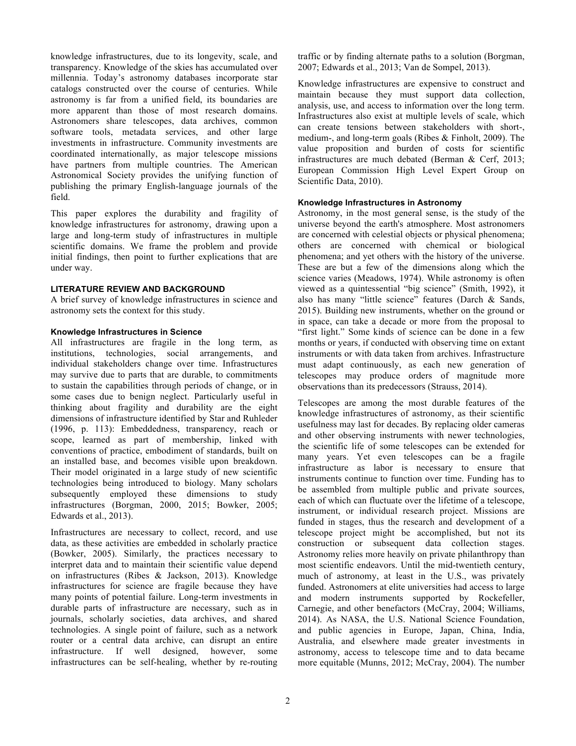knowledge infrastructures, due to its longevity, scale, and transparency. Knowledge of the skies has accumulated over millennia. Today's astronomy databases incorporate star catalogs constructed over the course of centuries. While astronomy is far from a unified field, its boundaries are more apparent than those of most research domains. Astronomers share telescopes, data archives, common software tools, metadata services, and other large investments in infrastructure. Community investments are coordinated internationally, as major telescope missions have partners from multiple countries. The American Astronomical Society provides the unifying function of publishing the primary English-language journals of the field.

This paper explores the durability and fragility of knowledge infrastructures for astronomy, drawing upon a large and long-term study of infrastructures in multiple scientific domains. We frame the problem and provide initial findings, then point to further explications that are under way.

## LITERATURE REVIEW AND BACKGROUND

A brief survey of knowledge infrastructures in science and astronomy sets the context for this study.

### Knowledge Infrastructures in Science

All infrastructures are fragile in the long term, as institutions, technologies, social arrangements, and individual stakeholders change over time. Infrastructures may survive due to parts that are durable, to commitments to sustain the capabilities through periods of change, or in some cases due to benign neglect. Particularly useful in thinking about fragility and durability are the eight dimensions of infrastructure identified by Star and Ruhleder (1996, p. 113): Embeddedness, transparency, reach or scope, learned as part of membership, linked with conventions of practice, embodiment of standards, built on an installed base, and becomes visible upon breakdown. Their model originated in a large study of new scientific technologies being introduced to biology. Many scholars subsequently employed these dimensions to study infrastructures (Borgman, 2000, 2015; Bowker, 2005; Edwards et al., 2013).

Infrastructures are necessary to collect, record, and use data, as these activities are embedded in scholarly practice (Bowker, 2005). Similarly, the practices necessary to interpret data and to maintain their scientific value depend on infrastructures (Ribes & Jackson, 2013). Knowledge infrastructures for science are fragile because they have many points of potential failure. Long-term investments in durable parts of infrastructure are necessary, such as in journals, scholarly societies, data archives, and shared technologies. A single point of failure, such as a network router or a central data archive, can disrupt an entire infrastructure. If well designed, however, some infrastructures can be self-healing, whether by re-routing traffic or by finding alternate paths to a solution (Borgman, 2007; Edwards et al., 2013; Van de Sompel, 2013).

Knowledge infrastructures are expensive to construct and maintain because they must support data collection, analysis, use, and access to information over the long term. Infrastructures also exist at multiple levels of scale, which can create tensions between stakeholders with short-, medium-, and long-term goals (Ribes & Finholt, 2009). The value proposition and burden of costs for scientific infrastructures are much debated (Berman & Cerf, 2013; European Commission High Level Expert Group on Scientific Data, 2010).

### Knowledge Infrastructures in Astronomy

Astronomy, in the most general sense, is the study of the universe beyond the earth's atmosphere. Most astronomers are concerned with celestial objects or physical phenomena; others are concerned with chemical or biological phenomena; and yet others with the history of the universe. These are but a few of the dimensions along which the science varies (Meadows, 1974). While astronomy is often viewed as a quintessential "big science" (Smith, 1992), it also has many "little science" features (Darch & Sands, 2015). Building new instruments, whether on the ground or in space, can take a decade or more from the proposal to "first light." Some kinds of science can be done in a few months or years, if conducted with observing time on extant instruments or with data taken from archives. Infrastructure must adapt continuously, as each new generation of telescopes may produce orders of magnitude more observations than its predecessors (Strauss, 2014).

Telescopes are among the most durable features of the knowledge infrastructures of astronomy, as their scientific usefulness may last for decades. By replacing older cameras and other observing instruments with newer technologies, the scientific life of some telescopes can be extended for many years. Yet even telescopes can be a fragile infrastructure as labor is necessary to ensure that instruments continue to function over time. Funding has to be assembled from multiple public and private sources, each of which can fluctuate over the lifetime of a telescope, instrument, or individual research project. Missions are funded in stages, thus the research and development of a telescope project might be accomplished, but not its construction or subsequent data collection stages. Astronomy relies more heavily on private philanthropy than most scientific endeavors. Until the mid-twentieth century, much of astronomy, at least in the U.S., was privately funded. Astronomers at elite universities had access to large and modern instruments supported by Rockefeller, Carnegie, and other benefactors (McCray, 2004; Williams, 2014). As NASA, the U.S. National Science Foundation, and public agencies in Europe, Japan, China, India, Australia, and elsewhere made greater investments in astronomy, access to telescope time and to data became more equitable (Munns, 2012; McCray, 2004). The number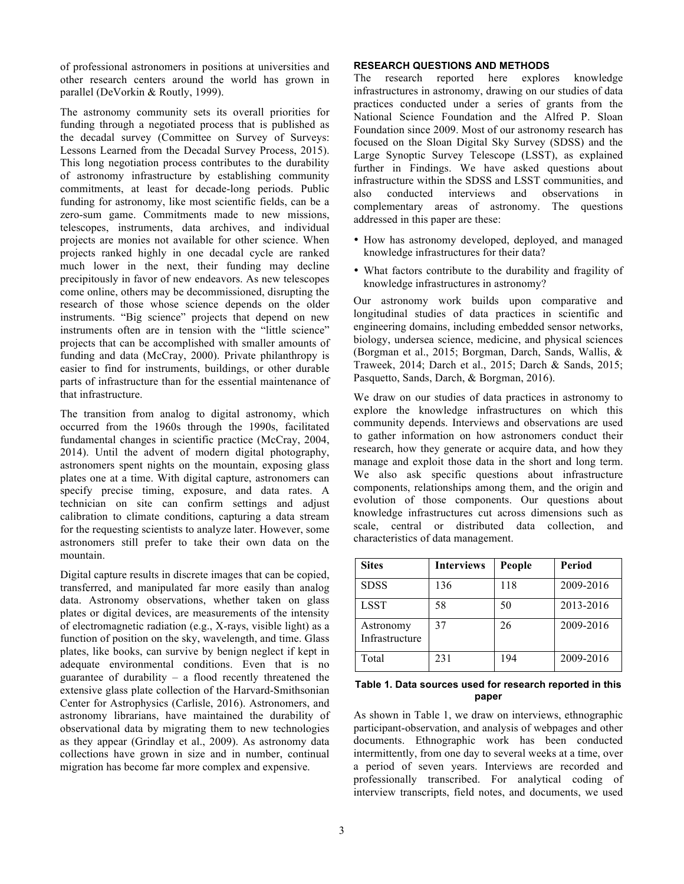of professional astronomers in positions at universities and other research centers around the world has grown in parallel (DeVorkin & Routly, 1999).

The astronomy community sets its overall priorities for funding through a negotiated process that is published as the decadal survey (Committee on Survey of Surveys: Lessons Learned from the Decadal Survey Process, 2015). This long negotiation process contributes to the durability of astronomy infrastructure by establishing community commitments, at least for decade-long periods. Public funding for astronomy, like most scientific fields, can be a zero-sum game. Commitments made to new missions, telescopes, instruments, data archives, and individual projects are monies not available for other science. When projects ranked highly in one decadal cycle are ranked much lower in the next, their funding may decline precipitously in favor of new endeavors. As new telescopes come online, others may be decommissioned, disrupting the research of those whose science depends on the older instruments. "Big science" projects that depend on new instruments often are in tension with the "little science" projects that can be accomplished with smaller amounts of funding and data (McCray, 2000). Private philanthropy is easier to find for instruments, buildings, or other durable parts of infrastructure than for the essential maintenance of that infrastructure.

The transition from analog to digital astronomy, which occurred from the 1960s through the 1990s, facilitated fundamental changes in scientific practice (McCray, 2004, 2014). Until the advent of modern digital photography, astronomers spent nights on the mountain, exposing glass plates one at a time. With digital capture, astronomers can specify precise timing, exposure, and data rates. A technician on site can confirm settings and adjust calibration to climate conditions, capturing a data stream for the requesting scientists to analyze later. However, some astronomers still prefer to take their own data on the mountain.

Digital capture results in discrete images that can be copied, transferred, and manipulated far more easily than analog data. Astronomy observations, whether taken on glass plates or digital devices, are measurements of the intensity of electromagnetic radiation (e.g., X-rays, visible light) as a function of position on the sky, wavelength, and time. Glass plates, like books, can survive by benign neglect if kept in adequate environmental conditions. Even that is no guarantee of durability – a flood recently threatened the extensive glass plate collection of the Harvard-Smithsonian Center for Astrophysics (Carlisle, 2016). Astronomers, and astronomy librarians, have maintained the durability of observational data by migrating them to new technologies as they appear (Grindlay et al., 2009). As astronomy data collections have grown in size and in number, continual migration has become far more complex and expensive.

## RESEARCH QUESTIONS AND METHODS

The research reported here explores knowledge infrastructures in astronomy, drawing on our studies of data practices conducted under a series of grants from the National Science Foundation and the Alfred P. Sloan Foundation since 2009. Most of our astronomy research has focused on the Sloan Digital Sky Survey (SDSS) and the Large Synoptic Survey Telescope (LSST), as explained further in Findings. We have asked questions about infrastructure within the SDSS and LSST communities, and also conducted interviews and observations in complementary areas of astronomy. The questions addressed in this paper are these:

- How has astronomy developed, deployed, and managed knowledge infrastructures for their data?
- What factors contribute to the durability and fragility of knowledge infrastructures in astronomy?

Our astronomy work builds upon comparative and longitudinal studies of data practices in scientific and engineering domains, including embedded sensor networks, biology, undersea science, medicine, and physical sciences (Borgman et al., 2015; Borgman, Darch, Sands, Wallis, & Traweek, 2014; Darch et al., 2015; Darch & Sands, 2015; Pasquetto, Sands, Darch, & Borgman, 2016).

We draw on our studies of data practices in astronomy to explore the knowledge infrastructures on which this community depends. Interviews and observations are used to gather information on how astronomers conduct their research, how they generate or acquire data, and how they manage and exploit those data in the short and long term. We also ask specific questions about infrastructure components, relationships among them, and the origin and evolution of those components. Our questions about knowledge infrastructures cut across dimensions such as scale, central or distributed data collection, and characteristics of data management.

| Sites | Interviews | People | Period |
|---|---|---|---|
| SDSS | 136 | 118 | 2009-2016 |
| LSST | 58 | 50 | 2013-2016 |
| Astronomy Infrastructure | 37 | 26 | 2009-2016 |
| Total | 231 | 194 | 2009-2016 |

**Table 1. Data sources used for research reported in this paper**

As shown in Table 1, we draw on interviews, ethnographic participant-observation, and analysis of webpages and other documents. Ethnographic work has been conducted intermittently, from one day to several weeks at a time, over a period of seven years. Interviews are recorded and professionally transcribed. For analytical coding of interview transcripts, field notes, and documents, we used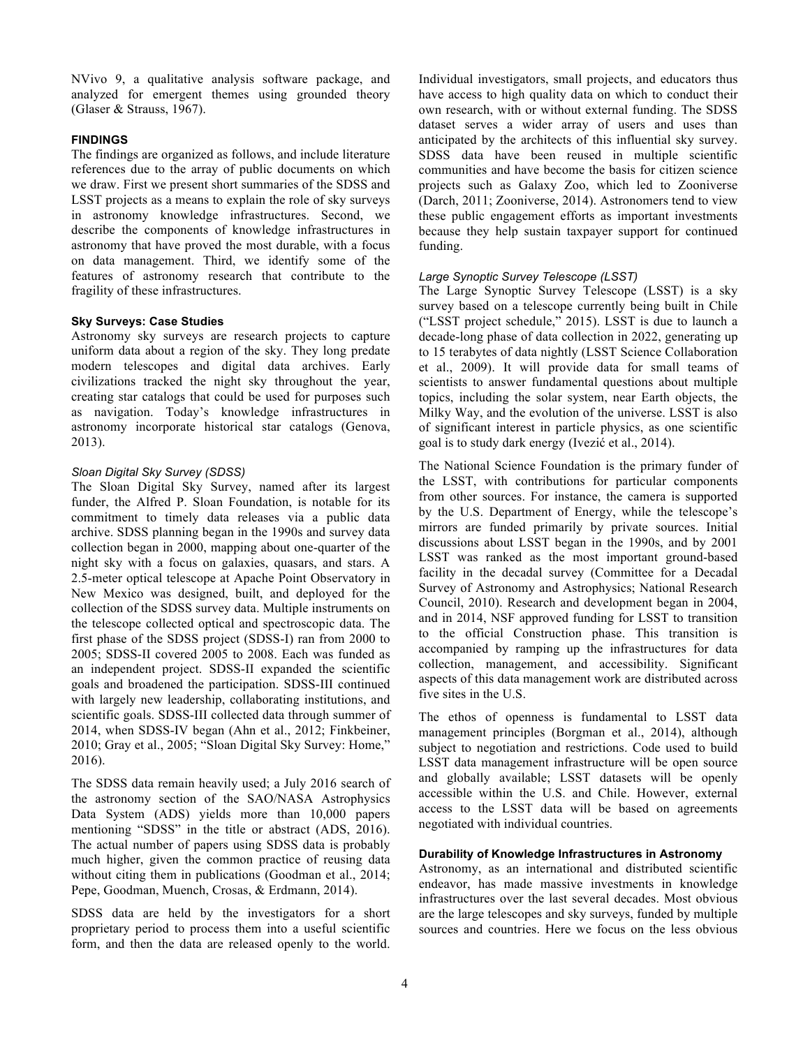NVivo 9, a qualitative analysis software package, and analyzed for emergent themes using grounded theory (Glaser & Strauss, 1967).

## FINDINGS

The findings are organized as follows, and include literature references due to the array of public documents on which we draw. First we present short summaries of the SDSS and LSST projects as a means to explain the role of sky surveys in astronomy knowledge infrastructures. Second, we describe the components of knowledge infrastructures in astronomy that have proved the most durable, with a focus on data management. Third, we identify some of the features of astronomy research that contribute to the fragility of these infrastructures.

### Sky Surveys: Case Studies

Astronomy sky surveys are research projects to capture uniform data about a region of the sky. They long predate modern telescopes and digital data archives. Early civilizations tracked the night sky throughout the year, creating star catalogs that could be used for purposes such as navigation. Today's knowledge infrastructures in astronomy incorporate historical star catalogs (Genova, 2013).

#### *Sloan Digital Sky Survey (SDSS)*

The Sloan Digital Sky Survey, named after its largest funder, the Alfred P. Sloan Foundation, is notable for its commitment to timely data releases via a public data archive. SDSS planning began in the 1990s and survey data collection began in 2000, mapping about one-quarter of the night sky with a focus on galaxies, quasars, and stars. A 2.5-meter optical telescope at Apache Point Observatory in New Mexico was designed, built, and deployed for the collection of the SDSS survey data. Multiple instruments on the telescope collected optical and spectroscopic data. The first phase of the SDSS project (SDSS-I) ran from 2000 to 2005; SDSS-II covered 2005 to 2008. Each was funded as an independent project. SDSS-II expanded the scientific goals and broadened the participation. SDSS-III continued with largely new leadership, collaborating institutions, and scientific goals. SDSS-III collected data through summer of 2014, when SDSS-IV began (Ahn et al., 2012; Finkbeiner, 2010; Gray et al., 2005; "Sloan Digital Sky Survey: Home," 2016).

The SDSS data remain heavily used; a July 2016 search of the astronomy section of the SAO/NASA Astrophysics Data System (ADS) yields more than 10,000 papers mentioning "SDSS" in the title or abstract (ADS, 2016). The actual number of papers using SDSS data is probably much higher, given the common practice of reusing data without citing them in publications (Goodman et al., 2014; Pepe, Goodman, Muench, Crosas, & Erdmann, 2014).

SDSS data are held by the investigators for a short proprietary period to process them into a useful scientific form, and then the data are released openly to the world. Individual investigators, small projects, and educators thus have access to high quality data on which to conduct their own research, with or without external funding. The SDSS dataset serves a wider array of users and uses than anticipated by the architects of this influential sky survey. SDSS data have been reused in multiple scientific communities and have become the basis for citizen science projects such as Galaxy Zoo, which led to Zooniverse (Darch, 2011; Zooniverse, 2014). Astronomers tend to view these public engagement efforts as important investments because they help sustain taxpayer support for continued funding.

#### *Large Synoptic Survey Telescope (LSST)*

The Large Synoptic Survey Telescope (LSST) is a sky survey based on a telescope currently being built in Chile ("LSST project schedule," 2015). LSST is due to launch a decade-long phase of data collection in 2022, generating up to 15 terabytes of data nightly (LSST Science Collaboration et al., 2009). It will provide data for small teams of scientists to answer fundamental questions about multiple topics, including the solar system, near Earth objects, the Milky Way, and the evolution of the universe. LSST is also of significant interest in particle physics, as one scientific goal is to study dark energy (Ivezić et al., 2014).

The National Science Foundation is the primary funder of the LSST, with contributions for particular components from other sources. For instance, the camera is supported by the U.S. Department of Energy, while the telescope's mirrors are funded primarily by private sources. Initial discussions about LSST began in the 1990s, and by 2001 LSST was ranked as the most important ground-based facility in the decadal survey (Committee for a Decadal Survey of Astronomy and Astrophysics; National Research Council, 2010). Research and development began in 2004, and in 2014, NSF approved funding for LSST to transition to the official Construction phase. This transition is accompanied by ramping up the infrastructures for data collection, management, and accessibility. Significant aspects of this data management work are distributed across five sites in the U.S.

The ethos of openness is fundamental to LSST data management principles (Borgman et al., 2014), although subject to negotiation and restrictions. Code used to build LSST data management infrastructure will be open source and globally available; LSST datasets will be openly accessible within the U.S. and Chile. However, external access to the LSST data will be based on agreements negotiated with individual countries.

### Durability of Knowledge Infrastructures in Astronomy

Astronomy, as an international and distributed scientific endeavor, has made massive investments in knowledge infrastructures over the last several decades. Most obvious are the large telescopes and sky surveys, funded by multiple sources and countries. Here we focus on the less obvious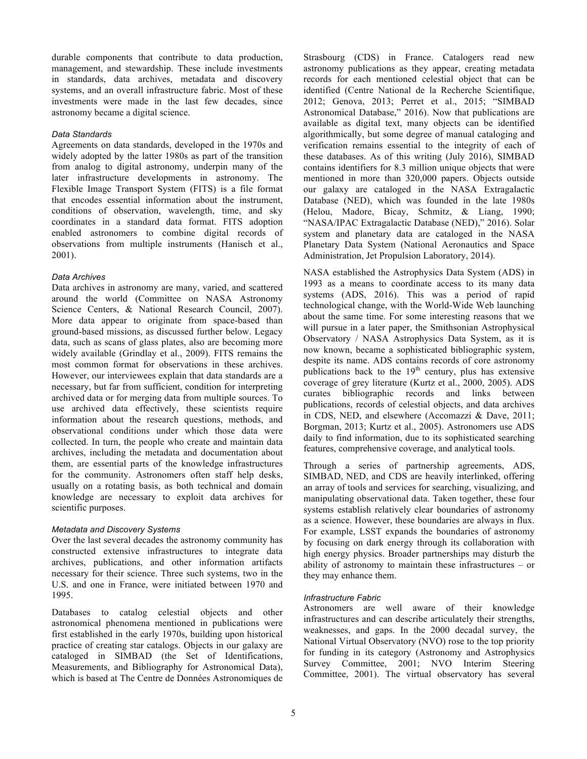durable components that contribute to data production, management, and stewardship. These include investments in standards, data archives, metadata and discovery systems, and an overall infrastructure fabric. Most of these investments were made in the last few decades, since astronomy became a digital science.

*Data Standards*

Agreements on data standards, developed in the 1970s and widely adopted by the latter 1980s as part of the transition from analog to digital astronomy, underpin many of the later infrastructure developments in astronomy. The Flexible Image Transport System (FITS) is a file format that encodes essential information about the instrument, conditions of observation, wavelength, time, and sky coordinates in a standard data format. FITS adoption enabled astronomers to combine digital records of observations from multiple instruments (Hanisch et al., 2001).

*Data Archives*

Data archives in astronomy are many, varied, and scattered around the world (Committee on NASA Astronomy Science Centers, & National Research Council, 2007). More data appear to originate from space-based than ground-based missions, as discussed further below. Legacy data, such as scans of glass plates, also are becoming more widely available (Grindlay et al., 2009). FITS remains the most common format for observations in these archives. However, our interviewees explain that data standards are a necessary, but far from sufficient, condition for interpreting archived data or for merging data from multiple sources. To use archived data effectively, these scientists require information about the research questions, methods, and observational conditions under which those data were collected. In turn, the people who create and maintain data archives, including the metadata and documentation about them, are essential parts of the knowledge infrastructures for the community. Astronomers often staff help desks, usually on a rotating basis, as both technical and domain knowledge are necessary to exploit data archives for scientific purposes.

*Metadata and Discovery Systems*

Over the last several decades the astronomy community has constructed extensive infrastructures to integrate data archives, publications, and other information artifacts necessary for their science. Three such systems, two in the U.S. and one in France, were initiated between 1970 and 1995.

Databases to catalog celestial objects and other astronomical phenomena mentioned in publications were first established in the early 1970s, building upon historical practice of creating star catalogs. Objects in our galaxy are cataloged in SIMBAD (the Set of Identifications, Measurements, and Bibliography for Astronomical Data), which is based at The Centre de Données Astronomiques de Strasbourg (CDS) in France. Catalogers read new astronomy publications as they appear, creating metadata records for each mentioned celestial object that can be identified (Centre National de la Recherche Scientifique, 2012; Genova, 2013; Perret et al., 2015; "SIMBAD Astronomical Database," 2016). Now that publications are available as digital text, many objects can be identified algorithmically, but some degree of manual cataloging and verification remains essential to the integrity of each of these databases. As of this writing (July 2016), SIMBAD contains identifiers for 8.3 million unique objects that were mentioned in more than 320,000 papers. Objects outside our galaxy are cataloged in the NASA Extragalactic Database (NED), which was founded in the late 1980s (Helou, Madore, Bicay, Schmitz, & Liang, 1990; "NASA/IPAC Extragalactic Database (NED)," 2016). Solar system and planetary data are cataloged in the NASA Planetary Data System (National Aeronautics and Space Administration, Jet Propulsion Laboratory, 2014).

NASA established the Astrophysics Data System (ADS) in 1993 as a means to coordinate access to its many data systems (ADS, 2016). This was a period of rapid technological change, with the World-Wide Web launching about the same time. For some interesting reasons that we will pursue in a later paper, the Smithsonian Astrophysical Observatory / NASA Astrophysics Data System, as it is now known, became a sophisticated bibliographic system, despite its name. ADS contains records of core astronomy publications back to the 19th century, plus has extensive coverage of grey literature (Kurtz et al., 2000, 2005). ADS curates bibliographic records and links between publications, records of celestial objects, and data archives in CDS, NED, and elsewhere (Accomazzi & Dave, 2011; Borgman, 2013; Kurtz et al., 2005). Astronomers use ADS daily to find information, due to its sophisticated searching features, comprehensive coverage, and analytical tools.

Through a series of partnership agreements, ADS, SIMBAD, NED, and CDS are heavily interlinked, offering an array of tools and services for searching, visualizing, and manipulating observational data. Taken together, these four systems establish relatively clear boundaries of astronomy as a science. However, these boundaries are always in flux. For example, LSST expands the boundaries of astronomy by focusing on dark energy through its collaboration with high energy physics. Broader partnerships may disturb the ability of astronomy to maintain these infrastructures – or they may enhance them.

*Infrastructure Fabric*

Astronomers are well aware of their knowledge infrastructures and can describe articulately their strengths, weaknesses, and gaps. In the 2000 decadal survey, the National Virtual Observatory (NVO) rose to the top priority for funding in its category (Astronomy and Astrophysics Survey Committee, 2001; NVO Interim Steering Committee, 2001). The virtual observatory has several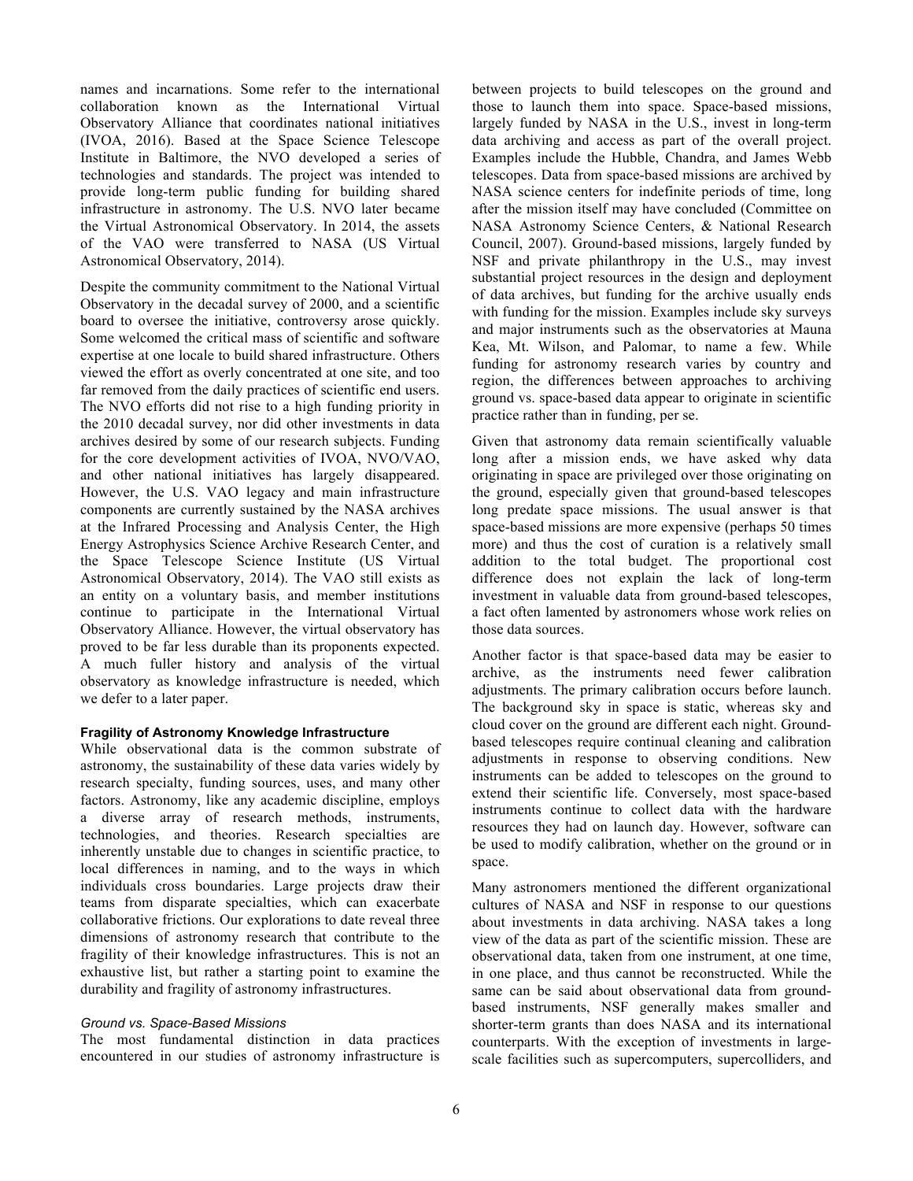names and incarnations. Some refer to the international collaboration known as the International Virtual Observatory Alliance that coordinates national initiatives (IVOA, 2016). Based at the Space Science Telescope Institute in Baltimore, the NVO developed a series of technologies and standards. The project was intended to provide long-term public funding for building shared infrastructure in astronomy. The U.S. NVO later became the Virtual Astronomical Observatory. In 2014, the assets of the VAO were transferred to NASA (US Virtual Astronomical Observatory, 2014).

Despite the community commitment to the National Virtual Observatory in the decadal survey of 2000, and a scientific board to oversee the initiative, controversy arose quickly. Some welcomed the critical mass of scientific and software expertise at one locale to build shared infrastructure. Others viewed the effort as overly concentrated at one site, and too far removed from the daily practices of scientific end users. The NVO efforts did not rise to a high funding priority in the 2010 decadal survey, nor did other investments in data archives desired by some of our research subjects. Funding for the core development activities of IVOA, NVO/VAO, and other national initiatives has largely disappeared. However, the U.S. VAO legacy and main infrastructure components are currently sustained by the NASA archives at the Infrared Processing and Analysis Center, the High Energy Astrophysics Science Archive Research Center, and the Space Telescope Science Institute (US Virtual Astronomical Observatory, 2014). The VAO still exists as an entity on a voluntary basis, and member institutions continue to participate in the International Virtual Observatory Alliance. However, the virtual observatory has proved to be far less durable than its proponents expected. A much fuller history and analysis of the virtual observatory as knowledge infrastructure is needed, which we defer to a later paper.

### Fragility of Astronomy Knowledge Infrastructure

While observational data is the common substrate of astronomy, the sustainability of these data varies widely by research specialty, funding sources, uses, and many other factors. Astronomy, like any academic discipline, employs a diverse array of research methods, instruments, technologies, and theories. Research specialties are inherently unstable due to changes in scientific practice, to local differences in naming, and to the ways in which individuals cross boundaries. Large projects draw their teams from disparate specialties, which can exacerbate collaborative frictions. Our explorations to date reveal three dimensions of astronomy research that contribute to the fragility of their knowledge infrastructures. This is not an exhaustive list, but rather a starting point to examine the durability and fragility of astronomy infrastructures.

#### *Ground vs. Space-Based Missions*

The most fundamental distinction in data practices encountered in our studies of astronomy infrastructure is between projects to build telescopes on the ground and those to launch them into space. Space-based missions, largely funded by NASA in the U.S., invest in long-term data archiving and access as part of the overall project. Examples include the Hubble, Chandra, and James Webb telescopes. Data from space-based missions are archived by NASA science centers for indefinite periods of time, long after the mission itself may have concluded (Committee on NASA Astronomy Science Centers, & National Research Council, 2007). Ground-based missions, largely funded by NSF and private philanthropy in the U.S., may invest substantial project resources in the design and deployment of data archives, but funding for the archive usually ends with funding for the mission. Examples include sky surveys and major instruments such as the observatories at Mauna Kea, Mt. Wilson, and Palomar, to name a few. While funding for astronomy research varies by country and region, the differences between approaches to archiving ground vs. space-based data appear to originate in scientific practice rather than in funding, per se.

Given that astronomy data remain scientifically valuable long after a mission ends, we have asked why data originating in space are privileged over those originating on the ground, especially given that ground-based telescopes long predate space missions. The usual answer is that space-based missions are more expensive (perhaps 50 times more) and thus the cost of curation is a relatively small addition to the total budget. The proportional cost difference does not explain the lack of long-term investment in valuable data from ground-based telescopes, a fact often lamented by astronomers whose work relies on those data sources.

Another factor is that space-based data may be easier to archive, as the instruments need fewer calibration adjustments. The primary calibration occurs before launch. The background sky in space is static, whereas sky and cloud cover on the ground are different each night. Ground-based telescopes require continual cleaning and calibration adjustments in response to observing conditions. New instruments can be added to telescopes on the ground to extend their scientific life. Conversely, most space-based instruments continue to collect data with the hardware resources they had on launch day. However, software can be used to modify calibration, whether on the ground or in space.

Many astronomers mentioned the different organizational cultures of NASA and NSF in response to our questions about investments in data archiving. NASA takes a long view of the data as part of the scientific mission. These are observational data, taken from one instrument, at one time, in one place, and thus cannot be reconstructed. While the same can be said about observational data from ground-based instruments, NSF generally makes smaller and shorter-term grants than does NASA and its international counterparts. With the exception of investments in large-scale facilities such as supercomputers, supercolliders, and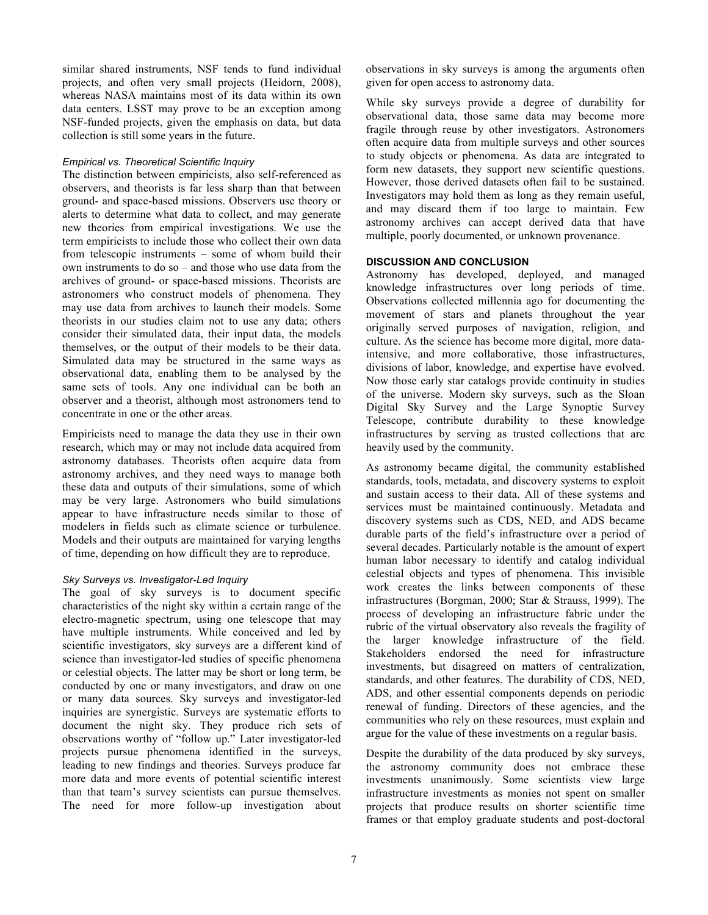similar shared instruments, NSF tends to fund individual projects, and often very small projects (Heidorn, 2008), whereas NASA maintains most of its data within its own data centers. LSST may prove to be an exception among NSF-funded projects, given the emphasis on data, but data collection is still some years in the future.

### *Empirical vs. Theoretical Scientific Inquiry*

The distinction between empiricists, also self-referenced as observers, and theorists is far less sharp than that between ground- and space-based missions. Observers use theory or alerts to determine what data to collect, and may generate new theories from empirical investigations. We use the term empiricists to include those who collect their own data from telescopic instruments – some of whom build their own instruments to do so – and those who use data from the archives of ground- or space-based missions. Theorists are astronomers who construct models of phenomena. They may use data from archives to launch their models. Some theorists in our studies claim not to use any data; others consider their simulated data, their input data, the models themselves, or the output of their models to be their data. Simulated data may be structured in the same ways as observational data, enabling them to be analysed by the same sets of tools. Any one individual can be both an observer and a theorist, although most astronomers tend to concentrate in one or the other areas.

Empiricists need to manage the data they use in their own research, which may or may not include data acquired from astronomy databases. Theorists often acquire data from astronomy archives, and they need ways to manage both these data and outputs of their simulations, some of which may be very large. Astronomers who build simulations appear to have infrastructure needs similar to those of modelers in fields such as climate science or turbulence. Models and their outputs are maintained for varying lengths of time, depending on how difficult they are to reproduce.

### *Sky Surveys vs. Investigator-Led Inquiry*

The goal of sky surveys is to document specific characteristics of the night sky within a certain range of the electro-magnetic spectrum, using one telescope that may have multiple instruments. While conceived and led by scientific investigators, sky surveys are a different kind of science than investigator-led studies of specific phenomena or celestial objects. The latter may be short or long term, be conducted by one or many investigators, and draw on one or many data sources. Sky surveys and investigator-led inquiries are synergistic. Surveys are systematic efforts to document the night sky. They produce rich sets of observations worthy of "follow up." Later investigator-led projects pursue phenomena identified in the surveys, leading to new findings and theories. Surveys produce far more data and more events of potential scientific interest than that team's survey scientists can pursue themselves. The need for more follow-up investigation about observations in sky surveys is among the arguments often given for open access to astronomy data.

While sky surveys provide a degree of durability for observational data, those same data may become more fragile through reuse by other investigators. Astronomers often acquire data from multiple surveys and other sources to study objects or phenomena. As data are integrated to form new datasets, they support new scientific questions. However, those derived datasets often fail to be sustained. Investigators may hold them as long as they remain useful, and may discard them if too large to maintain. Few astronomy archives can accept derived data that have multiple, poorly documented, or unknown provenance.

## DISCUSSION AND CONCLUSION

Astronomy has developed, deployed, and managed knowledge infrastructures over long periods of time. Observations collected millennia ago for documenting the movement of stars and planets throughout the year originally served purposes of navigation, religion, and culture. As the science has become more digital, more data-intensive, and more collaborative, those infrastructures, divisions of labor, knowledge, and expertise have evolved. Now those early star catalogs provide continuity in studies of the universe. Modern sky surveys, such as the Sloan Digital Sky Survey and the Large Synoptic Survey Telescope, contribute durability to these knowledge infrastructures by serving as trusted collections that are heavily used by the community.

As astronomy became digital, the community established standards, tools, metadata, and discovery systems to exploit and sustain access to their data. All of these systems and services must be maintained continuously. Metadata and discovery systems such as CDS, NED, and ADS became durable parts of the field's infrastructure over a period of several decades. Particularly notable is the amount of expert human labor necessary to identify and catalog individual celestial objects and types of phenomena. This invisible work creates the links between components of these infrastructures (Borgman, 2000; Star & Strauss, 1999). The process of developing an infrastructure fabric under the rubric of the virtual observatory also reveals the fragility of the larger knowledge infrastructure of the field. Stakeholders endorsed the need for infrastructure investments, but disagreed on matters of centralization, standards, and other features. The durability of CDS, NED, ADS, and other essential components depends on periodic renewal of funding. Directors of these agencies, and the communities who rely on these resources, must explain and argue for the value of these investments on a regular basis.

Despite the durability of the data produced by sky surveys, the astronomy community does not embrace these investments unanimously. Some scientists view large infrastructure investments as monies not spent on smaller projects that produce results on shorter scientific time frames or that employ graduate students and post-doctoral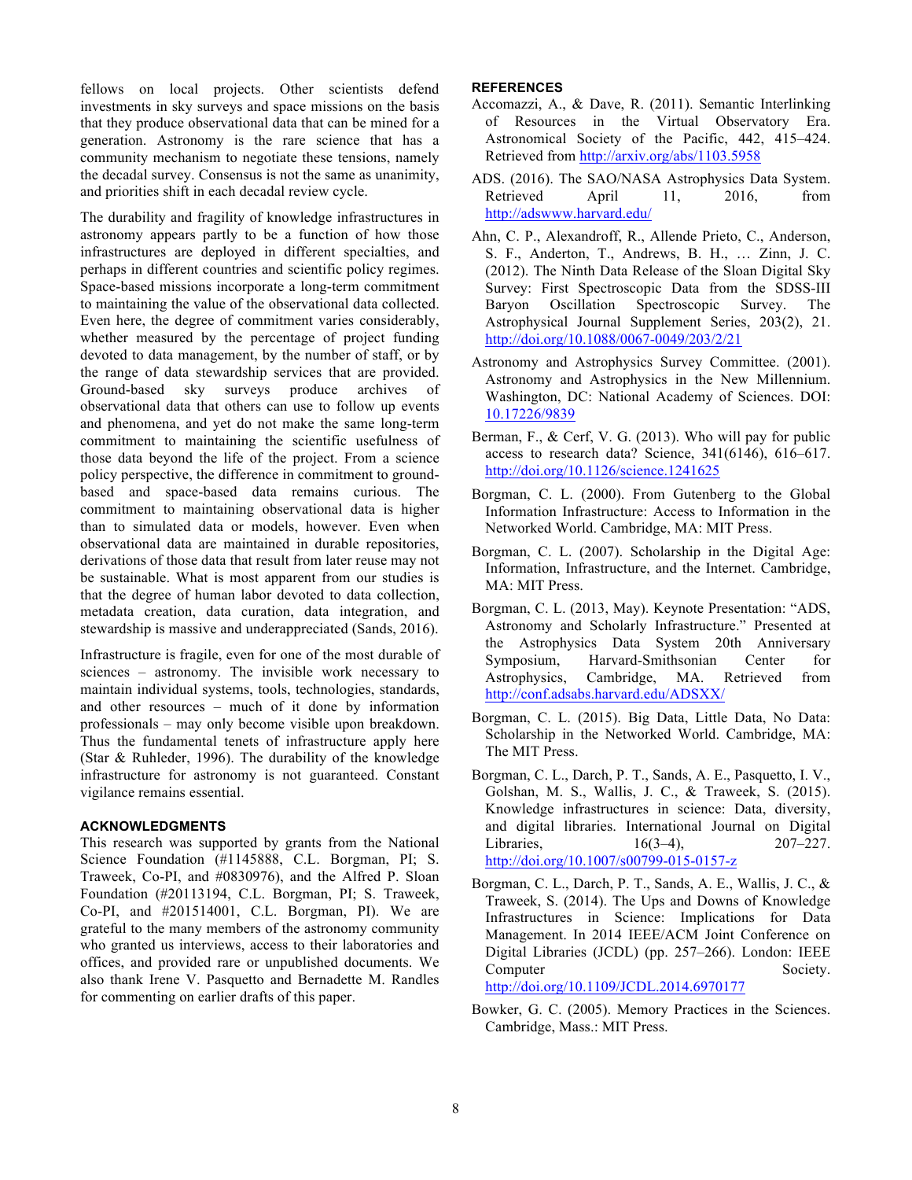fellows on local projects. Other scientists defend investments in sky surveys and space missions on the basis that they produce observational data that can be mined for a generation. Astronomy is the rare science that has a community mechanism to negotiate these tensions, namely the decadal survey. Consensus is not the same as unanimity, and priorities shift in each decadal review cycle.

The durability and fragility of knowledge infrastructures in astronomy appears partly to be a function of how those infrastructures are deployed in different specialties, and perhaps in different countries and scientific policy regimes. Space-based missions incorporate a long-term commitment to maintaining the value of the observational data collected. Even here, the degree of commitment varies considerably, whether measured by the percentage of project funding devoted to data management, by the number of staff, or by the range of data stewardship services that are provided. Ground-based sky surveys produce archives of observational data that others can use to follow up events and phenomena, and yet do not make the same long-term commitment to maintaining the scientific usefulness of those data beyond the life of the project. From a science policy perspective, the difference in commitment to ground-based and space-based data remains curious. The commitment to maintaining observational data is higher than to simulated data or models, however. Even when observational data are maintained in durable repositories, derivations of those data that result from later reuse may not be sustainable. What is most apparent from our studies is that the degree of human labor devoted to data collection, metadata creation, data curation, data integration, and stewardship is massive and underappreciated (Sands, 2016).

Infrastructure is fragile, even for one of the most durable of sciences – astronomy. The invisible work necessary to maintain individual systems, tools, technologies, standards, and other resources – much of it done by information professionals – may only become visible upon breakdown. Thus the fundamental tenets of infrastructure apply here (Star & Ruhleder, 1996). The durability of the knowledge infrastructure for astronomy is not guaranteed. Constant vigilance remains essential.

## ACKNOWLEDGMENTS

This research was supported by grants from the National Science Foundation (#1145888, C.L. Borgman, PI; S. Traweek, Co-PI, and #0830976), and the Alfred P. Sloan Foundation (#20113194, C.L. Borgman, PI; S. Traweek, Co-PI, and #201514001, C.L. Borgman, PI). We are grateful to the many members of the astronomy community who granted us interviews, access to their laboratories and offices, and provided rare or unpublished documents. We also thank Irene V. Pasquetto and Bernadette M. Randles for commenting on earlier drafts of this paper.

## REFERENCES

Accomazzi, A., & Dave, R. (2011). Semantic Interlinking of Resources in the Virtual Observatory Era. Astronomical Society of the Pacific, 442, 415–424. Retrieved from http://arxiv.org/abs/1103.5958

ADS. (2016). The SAO/NASA Astrophysics Data System. Retrieved April 11, 2016, from http://adswww.harvard.edu/

Ahn, C. P., Alexandroff, R., Allende Prieto, C., Anderson, S. F., Anderton, T., Andrews, B. H., … Zinn, J. C. (2012). The Ninth Data Release of the Sloan Digital Sky Survey: First Spectroscopic Data from the SDSS-III Baryon Oscillation Spectroscopic Survey. The Astrophysical Journal Supplement Series, 203(2), 21. http://doi.org/10.1088/0067-0049/203/2/21

Astronomy and Astrophysics Survey Committee. (2001). Astronomy and Astrophysics in the New Millennium. Washington, DC: National Academy of Sciences. DOI: 10.17226/9839

Berman, F., & Cerf, V. G. (2013). Who will pay for public access to research data? Science, 341(6146), 616–617. http://doi.org/10.1126/science.1241625

Borgman, C. L. (2000). From Gutenberg to the Global Information Infrastructure: Access to Information in the Networked World. Cambridge, MA: MIT Press.

Borgman, C. L. (2007). Scholarship in the Digital Age: Information, Infrastructure, and the Internet. Cambridge, MA: MIT Press.

Borgman, C. L. (2013, May). Keynote Presentation: "ADS, Astronomy and Scholarly Infrastructure." Presented at the Astrophysics Data System 20th Anniversary Symposium, Harvard-Smithsonian Center for Astrophysics, Cambridge, MA. Retrieved from http://conf.adsabs.harvard.edu/ADSXX/

Borgman, C. L. (2015). Big Data, Little Data, No Data: Scholarship in the Networked World. Cambridge, MA: The MIT Press.

Borgman, C. L., Darch, P. T., Sands, A. E., Pasquetto, I. V., Golshan, M. S., Wallis, J. C., & Traweek, S. (2015). Knowledge infrastructures in science: Data, diversity, and digital libraries. International Journal on Digital Libraries, 16(3–4), 207–227. http://doi.org/10.1007/s00799-015-0157-z

Borgman, C. L., Darch, P. T., Sands, A. E., Wallis, J. C., & Traweek, S. (2014). The Ups and Downs of Knowledge Infrastructures in Science: Implications for Data Management. In 2014 IEEE/ACM Joint Conference on Digital Libraries (JCDL) (pp. 257–266). London: IEEE Computer Society. http://doi.org/10.1109/JCDL.2014.6970177

Bowker, G. C. (2005). Memory Practices in the Sciences. Cambridge, Mass.: MIT Press.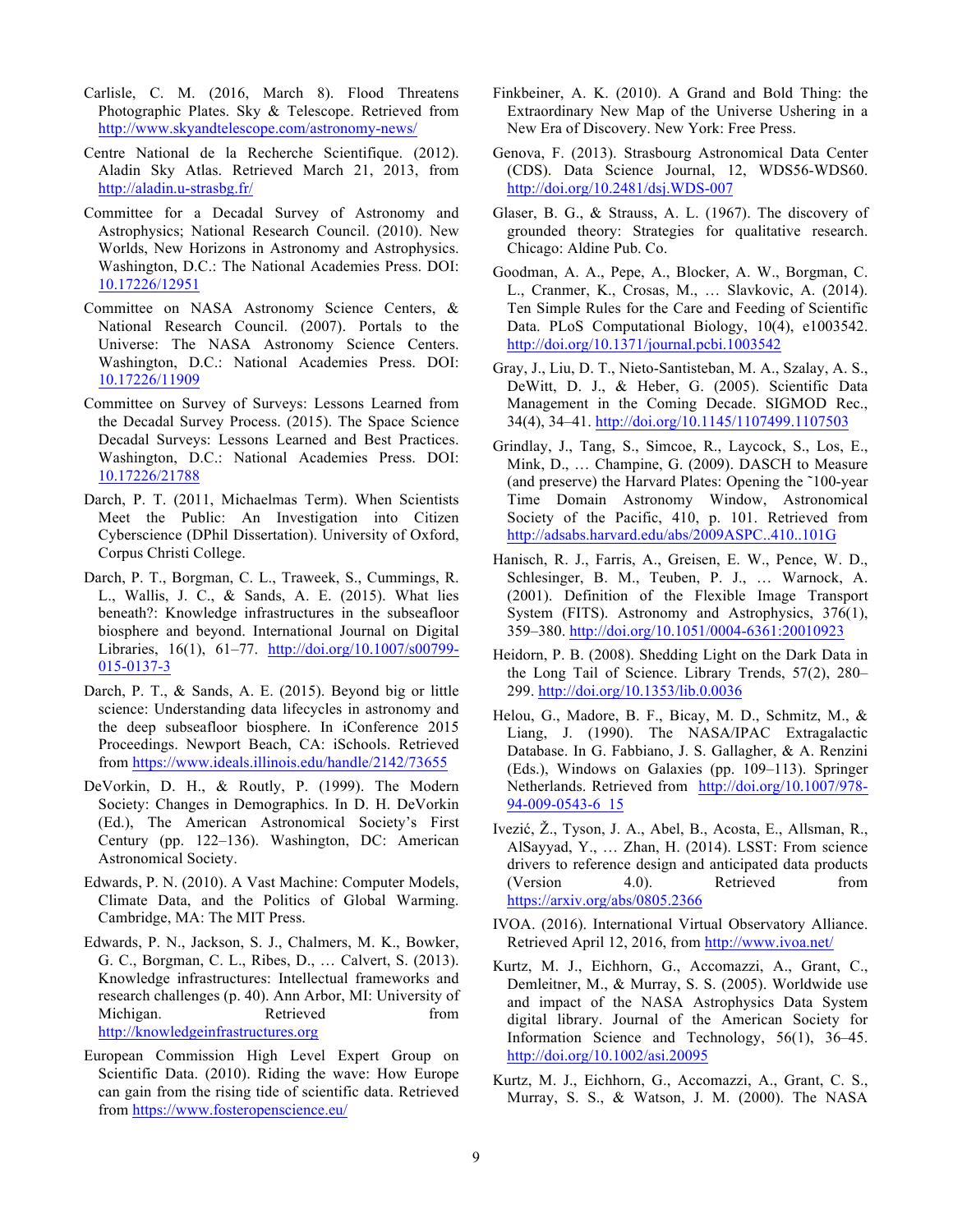Carlisle, C. M. (2016, March 8). Flood Threatens Photographic Plates. Sky & Telescope. Retrieved from http://www.skyandtelescope.com/astronomy-news/

Centre National de la Recherche Scientifique. (2012). Aladin Sky Atlas. Retrieved March 21, 2013, from http://aladin.u-strasbg.fr/

Committee for a Decadal Survey of Astronomy and Astrophysics; National Research Council. (2010). New Worlds, New Horizons in Astronomy and Astrophysics. Washington, D.C.: The National Academies Press. DOI: 10.17226/12951

Committee on NASA Astronomy Science Centers, & National Research Council. (2007). Portals to the Universe: The NASA Astronomy Science Centers. Washington, D.C.: National Academies Press. DOI: 10.17226/11909

Committee on Survey of Surveys: Lessons Learned from the Decadal Survey Process. (2015). The Space Science Decadal Surveys: Lessons Learned and Best Practices. Washington, D.C.: National Academies Press. DOI: 10.17226/21788

Darch, P. T. (2011, Michaelmas Term). When Scientists Meet the Public: An Investigation into Citizen Cyberscience (DPhil Dissertation). University of Oxford, Corpus Christi College.

Darch, P. T., Borgman, C. L., Traweek, S., Cummings, R. L., Wallis, J. C., & Sands, A. E. (2015). What lies beneath?: Knowledge infrastructures in the subseafloor biosphere and beyond. International Journal on Digital Libraries, 16(1), 61–77. http://doi.org/10.1007/s00799-015-0137-3

Darch, P. T., & Sands, A. E. (2015). Beyond big or little science: Understanding data lifecycles in astronomy and the deep subseafloor biosphere. In iConference 2015 Proceedings. Newport Beach, CA: iSchools. Retrieved from https://www.ideals.illinois.edu/handle/2142/73655

DeVorkin, D. H., & Routly, P. (1999). The Modern Society: Changes in Demographics. In D. H. DeVorkin (Ed.), The American Astronomical Society's First Century (pp. 122–136). Washington, DC: American Astronomical Society.

Edwards, P. N. (2010). A Vast Machine: Computer Models, Climate Data, and the Politics of Global Warming. Cambridge, MA: The MIT Press.

Edwards, P. N., Jackson, S. J., Chalmers, M. K., Bowker, G. C., Borgman, C. L., Ribes, D., … Calvert, S. (2013). Knowledge infrastructures: Intellectual frameworks and research challenges (p. 40). Ann Arbor, MI: University of Michigan. Retrieved from http://knowledgeinfrastructures.org

European Commission High Level Expert Group on Scientific Data. (2010). Riding the wave: How Europe can gain from the rising tide of scientific data. Retrieved from https://www.fosteropenscience.eu/

Finkbeiner, A. K. (2010). A Grand and Bold Thing: the Extraordinary New Map of the Universe Ushering in a New Era of Discovery. New York: Free Press.

Genova, F. (2013). Strasbourg Astronomical Data Center (CDS). Data Science Journal, 12, WDS56-WDS60. http://doi.org/10.2481/dsj.WDS-007

Glaser, B. G., & Strauss, A. L. (1967). The discovery of grounded theory: Strategies for qualitative research. Chicago: Aldine Pub. Co.

Goodman, A. A., Pepe, A., Blocker, A. W., Borgman, C. L., Cranmer, K., Crosas, M., … Slavkovic, A. (2014). Ten Simple Rules for the Care and Feeding of Scientific Data. PLoS Computational Biology, 10(4), e1003542. http://doi.org/10.1371/journal.pcbi.1003542

Gray, J., Liu, D. T., Nieto-Santisteban, M. A., Szalay, A. S., DeWitt, D. J., & Heber, G. (2005). Scientific Data Management in the Coming Decade. SIGMOD Rec., 34(4), 34–41. http://doi.org/10.1145/1107499.1107503

Grindlay, J., Tang, S., Simcoe, R., Laycock, S., Los, E., Mink, D., … Champine, G. (2009). DASCH to Measure (and preserve) the Harvard Plates: Opening the ~100-year Time Domain Astronomy Window, Astronomical Society of the Pacific, 410, p. 101. Retrieved from http://adsabs.harvard.edu/abs/2009ASPC..410..101G

Hanisch, R. J., Farris, A., Greisen, E. W., Pence, W. D., Schlesinger, B. M., Teuben, P. J., … Warnock, A. (2001). Definition of the Flexible Image Transport System (FITS). Astronomy and Astrophysics, 376(1), 359–380. http://doi.org/10.1051/0004-6361:20010923

Heidorn, P. B. (2008). Shedding Light on the Dark Data in the Long Tail of Science. Library Trends, 57(2), 280–299. http://doi.org/10.1353/lib.0.0036

Helou, G., Madore, B. F., Bicay, M. D., Schmitz, M., & Liang, J. (1990). The NASA/IPAC Extragalactic Database. In G. Fabbiano, J. S. Gallagher, & A. Renzini (Eds.), Windows on Galaxies (pp. 109–113). Springer Netherlands. Retrieved from http://doi.org/10.1007/978-94-009-0543-6_15

Ivezić, Ž., Tyson, J. A., Abel, B., Acosta, E., Allsman, R., AlSayyad, Y., … Zhan, H. (2014). LSST: From science drivers to reference design and anticipated data products (Version 4.0). Retrieved from https://arxiv.org/abs/0805.2366

IVOA. (2016). International Virtual Observatory Alliance. Retrieved April 12, 2016, from http://www.ivoa.net/

Kurtz, M. J., Eichhorn, G., Accomazzi, A., Grant, C., Demleitner, M., & Murray, S. S. (2005). Worldwide use and impact of the NASA Astrophysics Data System digital library. Journal of the American Society for Information Science and Technology, 56(1), 36–45. http://doi.org/10.1002/asi.20095

Kurtz, M. J., Eichhorn, G., Accomazzi, A., Grant, C. S., Murray, S. S., & Watson, J. M. (2000). The NASA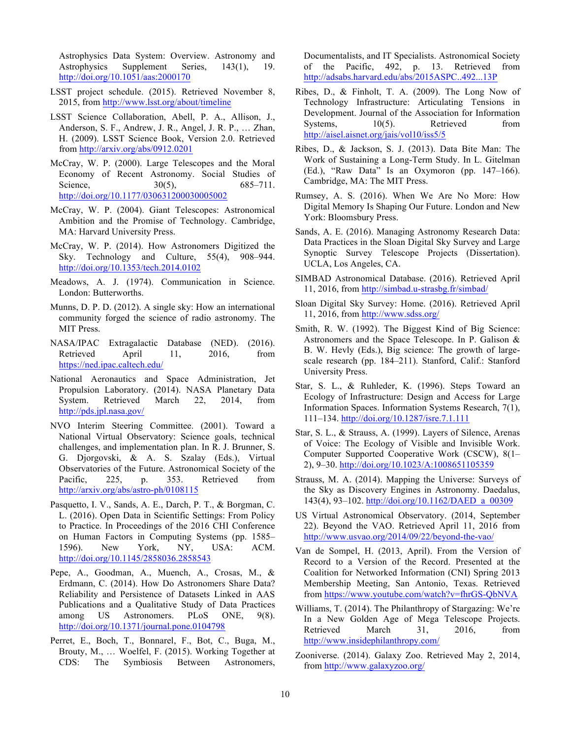Astrophysics Data System: Overview. Astronomy and Astrophysics Supplement Series, 143(1), 19. http://doi.org/10.1051/aas:2000170

LSST project schedule. (2015). Retrieved November 8, 2015, from http://www.lsst.org/about/timeline

LSST Science Collaboration, Abell, P. A., Allison, J., Anderson, S. F., Andrew, J. R., Angel, J. R. P., … Zhan, H. (2009). LSST Science Book, Version 2.0. Retrieved from http://arxiv.org/abs/0912.0201

McCray, W. P. (2000). Large Telescopes and the Moral Economy of Recent Astronomy. Social Studies of Science, 30(5), 685–711. http://doi.org/10.1177/030631200030005002

McCray, W. P. (2004). Giant Telescopes: Astronomical Ambition and the Promise of Technology. Cambridge, MA: Harvard University Press.

McCray, W. P. (2014). How Astronomers Digitized the Sky. Technology and Culture, 55(4), 908–944. http://doi.org/10.1353/tech.2014.0102

Meadows, A. J. (1974). Communication in Science. London: Butterworths.

Munns, D. P. D. (2012). A single sky: How an international community forged the science of radio astronomy. The MIT Press.

NASA/IPAC Extragalactic Database (NED). (2016). Retrieved April 11, 2016, from https://ned.ipac.caltech.edu/

National Aeronautics and Space Administration, Jet Propulsion Laboratory. (2014). NASA Planetary Data System. Retrieved March 22, 2014, from http://pds.jpl.nasa.gov/

NVO Interim Steering Committee. (2001). Toward a National Virtual Observatory: Science goals, technical challenges, and implementation plan. In R. J. Brunner, S. G. Djorgovski, & A. S. Szalay (Eds.), Virtual Observatories of the Future. Astronomical Society of the Pacific, 225, p. 353. Retrieved from http://arxiv.org/abs/astro-ph/0108115

Pasquetto, I. V., Sands, A. E., Darch, P. T., & Borgman, C. L. (2016). Open Data in Scientific Settings: From Policy to Practice. In Proceedings of the 2016 CHI Conference on Human Factors in Computing Systems (pp. 1585–1596). New York, NY, USA: ACM. http://doi.org/10.1145/2858036.2858543

Pepe, A., Goodman, A., Muench, A., Crosas, M., & Erdmann, C. (2014). How Do Astronomers Share Data? Reliability and Persistence of Datasets Linked in AAS Publications and a Qualitative Study of Data Practices among US Astronomers. PLoS ONE, 9(8). http://doi.org/10.1371/journal.pone.0104798

Perret, E., Boch, T., Bonnarel, F., Bot, C., Buga, M., Brouty, M., … Woelfel, F. (2015). Working Together at CDS: The Symbiosis Between Astronomers, Documentalists, and IT Specialists. Astronomical Society of the Pacific, 492, p. 13. Retrieved from http://adsabs.harvard.edu/abs/2015ASPC..492...13P

Ribes, D., & Finholt, T. A. (2009). The Long Now of Technology Infrastructure: Articulating Tensions in Development. Journal of the Association for Information Systems, 10(5). Retrieved from http://aisel.aisnet.org/jais/vol10/iss5/5

Ribes, D., & Jackson, S. J. (2013). Data Bite Man: The Work of Sustaining a Long-Term Study. In L. Gitelman (Ed.), "Raw Data" Is an Oxymoron (pp. 147–166). Cambridge, MA: The MIT Press.

Rumsey, A. S. (2016). When We Are No More: How Digital Memory Is Shaping Our Future. London and New York: Bloomsbury Press.

Sands, A. E. (2016). Managing Astronomy Research Data: Data Practices in the Sloan Digital Sky Survey and Large Synoptic Survey Telescope Projects (Dissertation). UCLA, Los Angeles, CA.

SIMBAD Astronomical Database. (2016). Retrieved April 11, 2016, from http://simbad.u-strasbg.fr/simbad/

Sloan Digital Sky Survey: Home. (2016). Retrieved April 11, 2016, from http://www.sdss.org/

Smith, R. W. (1992). The Biggest Kind of Big Science: Astronomers and the Space Telescope. In P. Galison & B. W. Hevly (Eds.), Big science: The growth of large-scale research (pp. 184–211). Stanford, Calif.: Stanford University Press.

Star, S. L., & Ruhleder, K. (1996). Steps Toward an Ecology of Infrastructure: Design and Access for Large Information Spaces. Information Systems Research, 7(1), 111–134. http://doi.org/10.1287/isre.7.1.111

Star, S. L., & Strauss, A. (1999). Layers of Silence, Arenas of Voice: The Ecology of Visible and Invisible Work. Computer Supported Cooperative Work (CSCW), 8(1–2), 9–30. http://doi.org/10.1023/A:1008651105359

Strauss, M. A. (2014). Mapping the Universe: Surveys of the Sky as Discovery Engines in Astronomy. Daedalus, 143(4), 93–102. http://doi.org/10.1162/DAED_a_00309

US Virtual Astronomical Observatory. (2014, September 22). Beyond the VAO. Retrieved April 11, 2016 from http://www.usvao.org/2014/09/22/beyond-the-vao/

Van de Sompel, H. (2013, April). From the Version of Record to a Version of the Record. Presented at the Coalition for Networked Information (CNI) Spring 2013 Membership Meeting, San Antonio, Texas. Retrieved from https://www.youtube.com/watch?v=fhrGS-QbNVA

Williams, T. (2014). The Philanthropy of Stargazing: We're In a New Golden Age of Mega Telescope Projects. Retrieved March 31, 2016, from http://www.insidephilanthropy.com/

Zooniverse. (2014). Galaxy Zoo. Retrieved May 2, 2014, from http://www.galaxyzoo.org/